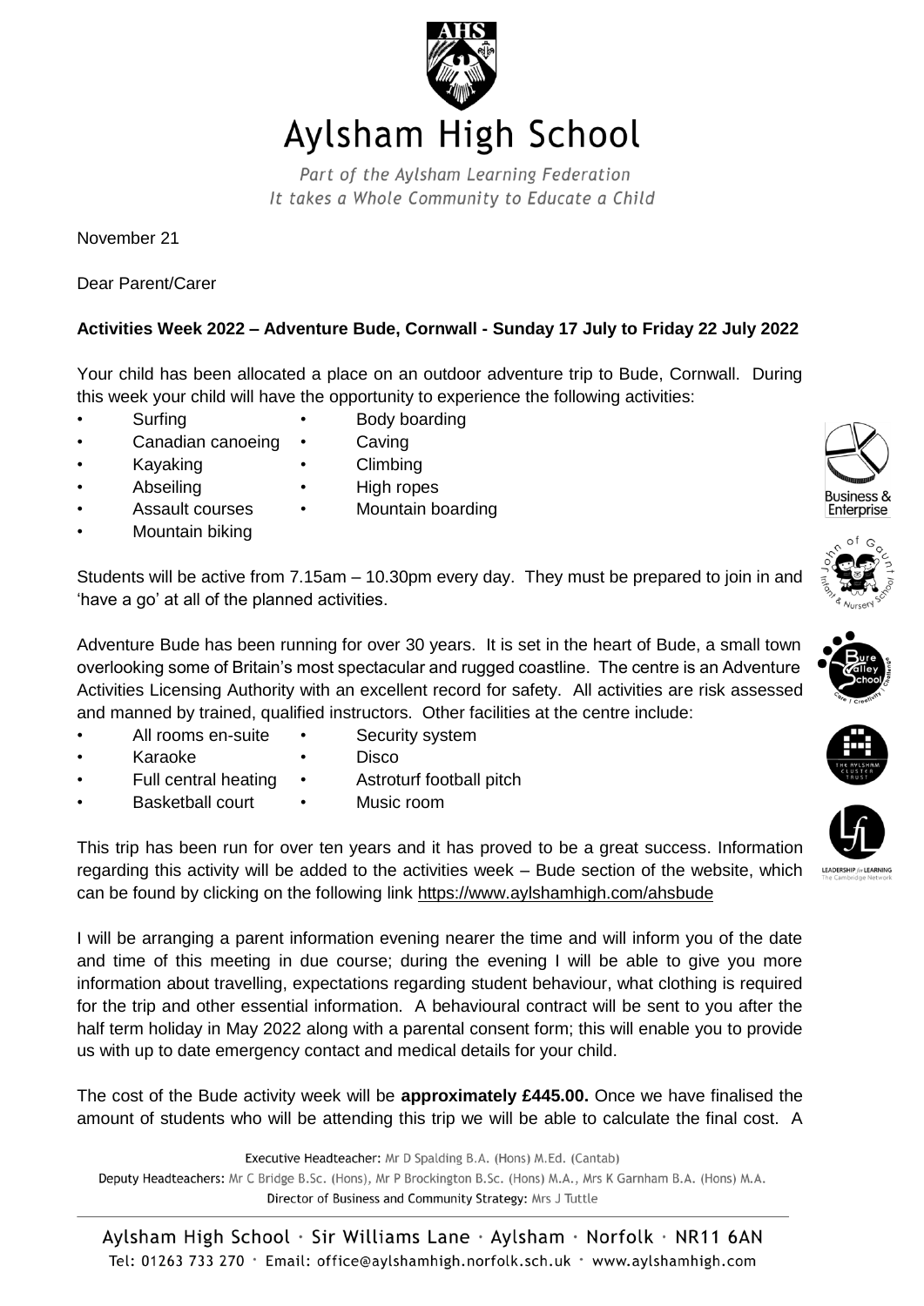# Aylsham High School

*Part of the Aylsham Learning Federation*
*It takes a Whole Community to Educate a Child*

November 21

Dear Parent/Carer

**Activities Week 2022 – Adventure Bude, Cornwall - Sunday 17 July to Friday 22 July 2022**

Your child has been allocated a place on an outdoor adventure trip to Bude, Cornwall. During this week your child will have the opportunity to experience the following activities:

- Surfing
- Body boarding
- Canadian canoeing
- Caving
- Kayaking
- Climbing
- Abseiling
- High ropes
- Assault courses
- Mountain boarding
- Mountain biking

Students will be active from 7.15am – 10.30pm every day. They must be prepared to join in and 'have a go' at all of the planned activities.

Adventure Bude has been running for over 30 years. It is set in the heart of Bude, a small town overlooking some of Britain's most spectacular and rugged coastline. The centre is an Adventure Activities Licensing Authority with an excellent record for safety. All activities are risk assessed and manned by trained, qualified instructors. Other facilities at the centre include:

- All rooms en-suite
- Security system
- Karaoke
- Disco
- Full central heating
- Astroturf football pitch
- Basketball court
- Music room

This trip has been run for over ten years and it has proved to be a great success. Information regarding this activity will be added to the activities week – Bude section of the website, which can be found by clicking on the following link https://www.aylshamhigh.com/ahsbude

I will be arranging a parent information evening nearer the time and will inform you of the date and time of this meeting in due course; during the evening I will be able to give you more information about travelling, expectations regarding student behaviour, what clothing is required for the trip and other essential information. A behavioural contract will be sent to you after the half term holiday in May 2022 along with a parental consent form; this will enable you to provide us with up to date emergency contact and medical details for your child.

The cost of the Bude activity week will be **approximately £445.00.** Once we have finalised the amount of students who will be attending this trip we will be able to calculate the final cost. A

Executive Headteacher: Mr D Spalding B.A. (Hons) M.Ed. (Cantab)
Deputy Headteachers: Mr C Bridge B.Sc. (Hons), Mr P Brockington B.Sc. (Hons) M.A., Mrs K Garnham B.A. (Hons) M.A.
Director of Business and Community Strategy: Mrs J Tuttle

Aylsham High School · Sir Williams Lane · Aylsham · Norfolk · NR11 6AN
Tel: 01263 733 270 · Email: office@aylshamhigh.norfolk.sch.uk · www.aylshamhigh.com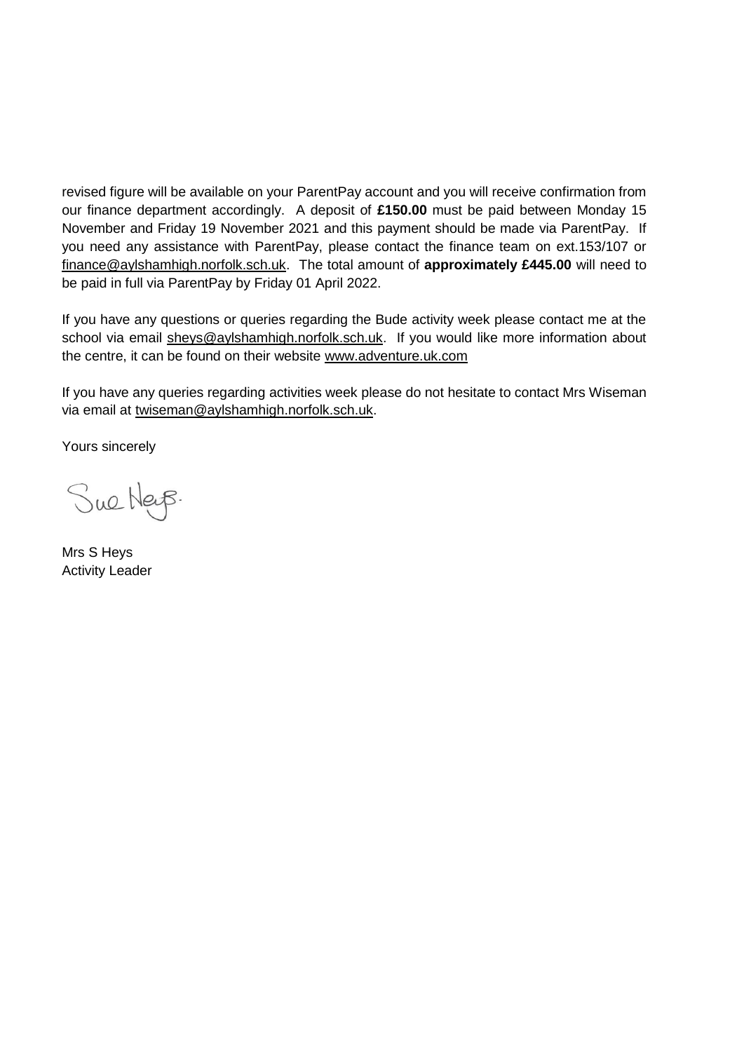revised figure will be available on your ParentPay account and you will receive confirmation from our finance department accordingly. A deposit of **£150.00** must be paid between Monday 15 November and Friday 19 November 2021 and this payment should be made via ParentPay. If you need any assistance with ParentPay, please contact the finance team on ext.153/107 or finance@aylshamhigh.norfolk.sch.uk. The total amount of **approximately £445.00** will need to be paid in full via ParentPay by Friday 01 April 2022.

If you have any questions or queries regarding the Bude activity week please contact me at the school via email sheys@aylshamhigh.norfolk.sch.uk. If you would like more information about the centre, it can be found on their website www.adventure.uk.com

If you have any queries regarding activities week please do not hesitate to contact Mrs Wiseman via email at twiseman@aylshamhigh.norfolk.sch.uk.

Yours sincerely

Sue Heys.

Mrs S Heys
Activity Leader